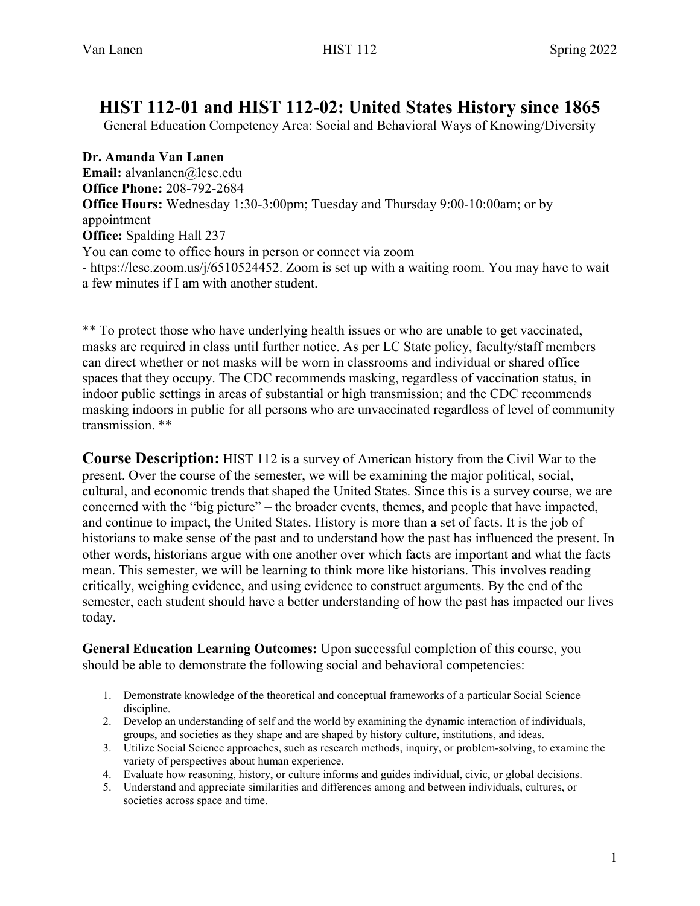# HIST 112-01 and HIST 112-02: United States History since 1865

General Education Competency Area: Social and Behavioral Ways of Knowing/Diversity

**Dr. Amanda Van Lanen**
**Email:** alvanlanen@lcsc.edu
**Office Phone:** 208-792-2684
**Office Hours:** Wednesday 1:30-3:00pm; Tuesday and Thursday 9:00-10:00am; or by appointment
**Office:** Spalding Hall 237
You can come to office hours in person or connect via zoom - https://lcsc.zoom.us/j/6510524452. Zoom is set up with a waiting room. You may have to wait a few minutes if I am with another student.

** To protect those who have underlying health issues or who are unable to get vaccinated, masks are required in class until further notice. As per LC State policy, faculty/staff members can direct whether or not masks will be worn in classrooms and individual or shared office spaces that they occupy. The CDC recommends masking, regardless of vaccination status, in indoor public settings in areas of substantial or high transmission; and the CDC recommends masking indoors in public for all persons who are unvaccinated regardless of level of community transmission. **

**Course Description:** HIST 112 is a survey of American history from the Civil War to the present. Over the course of the semester, we will be examining the major political, social, cultural, and economic trends that shaped the United States. Since this is a survey course, we are concerned with the "big picture" – the broader events, themes, and people that have impacted, and continue to impact, the United States. History is more than a set of facts. It is the job of historians to make sense of the past and to understand how the past has influenced the present. In other words, historians argue with one another over which facts are important and what the facts mean. This semester, we will be learning to think more like historians. This involves reading critically, weighing evidence, and using evidence to construct arguments. By the end of the semester, each student should have a better understanding of how the past has impacted our lives today.

**General Education Learning Outcomes:** Upon successful completion of this course, you should be able to demonstrate the following social and behavioral competencies:

1. Demonstrate knowledge of the theoretical and conceptual frameworks of a particular Social Science discipline.
2. Develop an understanding of self and the world by examining the dynamic interaction of individuals, groups, and societies as they shape and are shaped by history culture, institutions, and ideas.
3. Utilize Social Science approaches, such as research methods, inquiry, or problem-solving, to examine the variety of perspectives about human experience.
4. Evaluate how reasoning, history, or culture informs and guides individual, civic, or global decisions.
5. Understand and appreciate similarities and differences among and between individuals, cultures, or societies across space and time.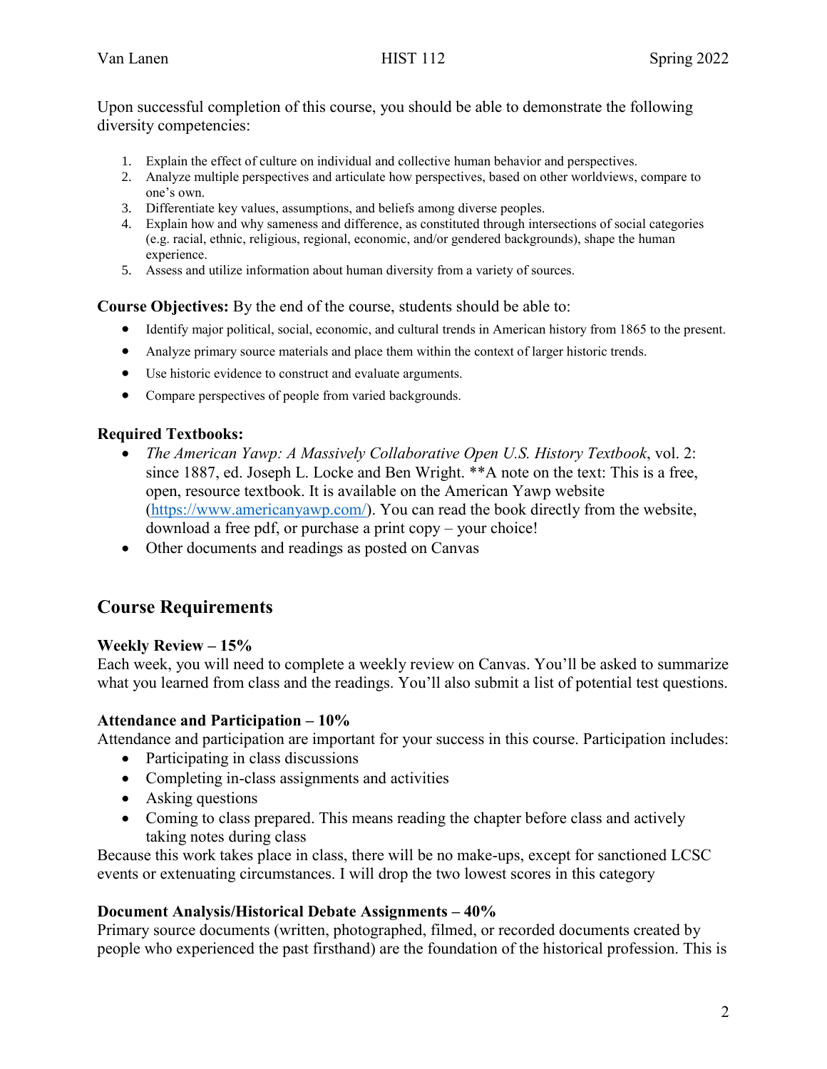Upon successful completion of this course, you should be able to demonstrate the following diversity competencies:

1. Explain the effect of culture on individual and collective human behavior and perspectives.
2. Analyze multiple perspectives and articulate how perspectives, based on other worldviews, compare to one's own.
3. Differentiate key values, assumptions, and beliefs among diverse peoples.
4. Explain how and why sameness and difference, as constituted through intersections of social categories (e.g. racial, ethnic, religious, regional, economic, and/or gendered backgrounds), shape the human experience.
5. Assess and utilize information about human diversity from a variety of sources.

**Course Objectives:** By the end of the course, students should be able to:

- Identify major political, social, economic, and cultural trends in American history from 1865 to the present.
- Analyze primary source materials and place them within the context of larger historic trends.
- Use historic evidence to construct and evaluate arguments.
- Compare perspectives of people from varied backgrounds.

**Required Textbooks:**

- *The American Yawp: A Massively Collaborative Open U.S. History Textbook*, vol. 2: since 1887, ed. Joseph L. Locke and Ben Wright. **A note on the text: This is a free, open, resource textbook. It is available on the American Yawp website (https://www.americanyawp.com/). You can read the book directly from the website, download a free pdf, or purchase a print copy – your choice!
- Other documents and readings as posted on Canvas

## Course Requirements

**Weekly Review – 15%**
Each week, you will need to complete a weekly review on Canvas. You'll be asked to summarize what you learned from class and the readings. You'll also submit a list of potential test questions.

**Attendance and Participation – 10%**
Attendance and participation are important for your success in this course. Participation includes:

- Participating in class discussions
- Completing in-class assignments and activities
- Asking questions
- Coming to class prepared. This means reading the chapter before class and actively taking notes during class

Because this work takes place in class, there will be no make-ups, except for sanctioned LCSC events or extenuating circumstances. I will drop the two lowest scores in this category

**Document Analysis/Historical Debate Assignments – 40%**
Primary source documents (written, photographed, filmed, or recorded documents created by people who experienced the past firsthand) are the foundation of the historical profession. This is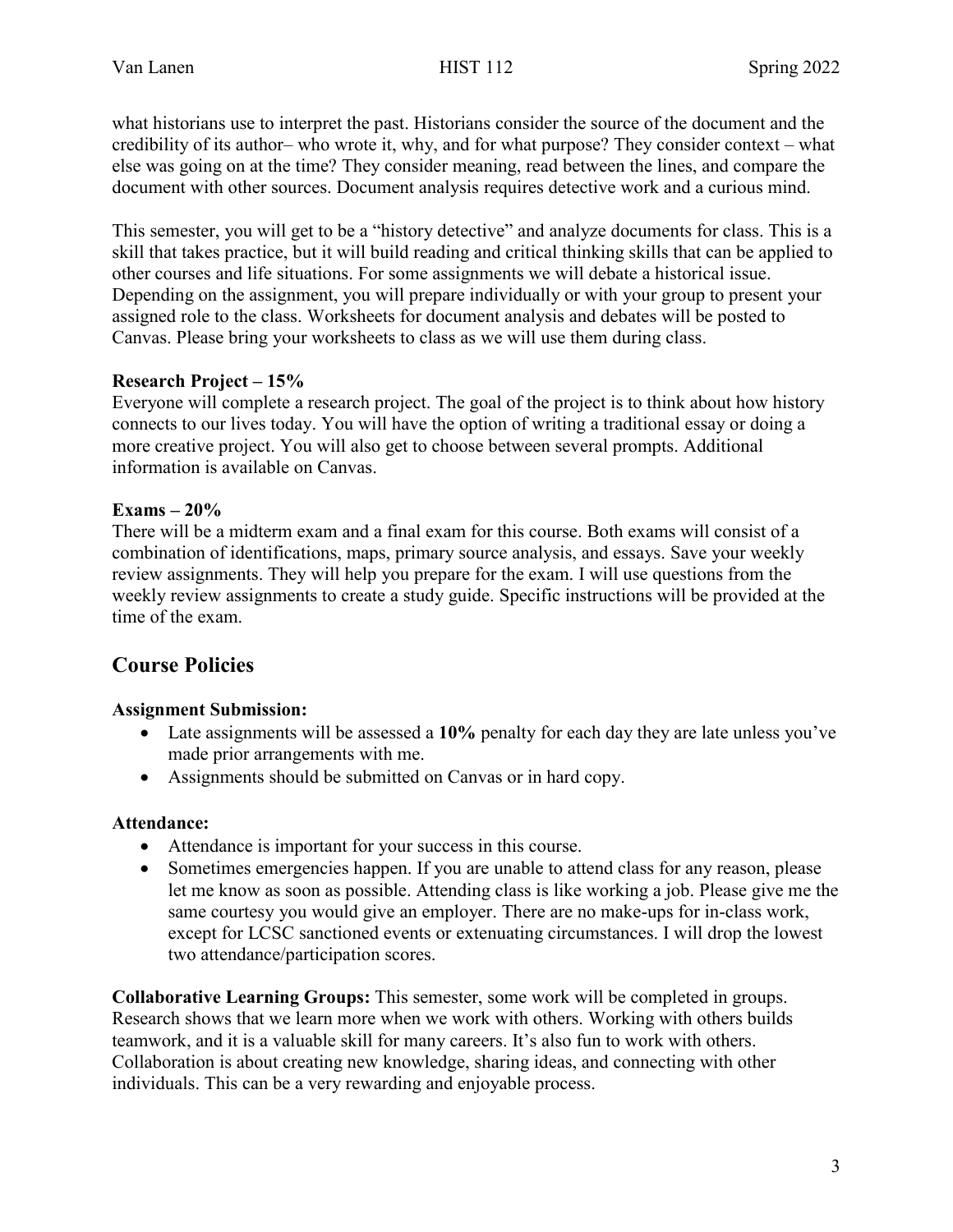what historians use to interpret the past. Historians consider the source of the document and the credibility of its author– who wrote it, why, and for what purpose? They consider context – what else was going on at the time? They consider meaning, read between the lines, and compare the document with other sources. Document analysis requires detective work and a curious mind.

This semester, you will get to be a "history detective" and analyze documents for class. This is a skill that takes practice, but it will build reading and critical thinking skills that can be applied to other courses and life situations. For some assignments we will debate a historical issue. Depending on the assignment, you will prepare individually or with your group to present your assigned role to the class. Worksheets for document analysis and debates will be posted to Canvas. Please bring your worksheets to class as we will use them during class.

**Research Project – 15%**

Everyone will complete a research project. The goal of the project is to think about how history connects to our lives today. You will have the option of writing a traditional essay or doing a more creative project. You will also get to choose between several prompts. Additional information is available on Canvas.

**Exams – 20%**

There will be a midterm exam and a final exam for this course. Both exams will consist of a combination of identifications, maps, primary source analysis, and essays. Save your weekly review assignments. They will help you prepare for the exam. I will use questions from the weekly review assignments to create a study guide. Specific instructions will be provided at the time of the exam.

## Course Policies

**Assignment Submission:**

- Late assignments will be assessed a **10%** penalty for each day they are late unless you've made prior arrangements with me.
- Assignments should be submitted on Canvas or in hard copy.

**Attendance:**

- Attendance is important for your success in this course.
- Sometimes emergencies happen. If you are unable to attend class for any reason, please let me know as soon as possible. Attending class is like working a job. Please give me the same courtesy you would give an employer. There are no make-ups for in-class work, except for LCSC sanctioned events or extenuating circumstances. I will drop the lowest two attendance/participation scores.

**Collaborative Learning Groups:** This semester, some work will be completed in groups. Research shows that we learn more when we work with others. Working with others builds teamwork, and it is a valuable skill for many careers. It's also fun to work with others. Collaboration is about creating new knowledge, sharing ideas, and connecting with other individuals. This can be a very rewarding and enjoyable process.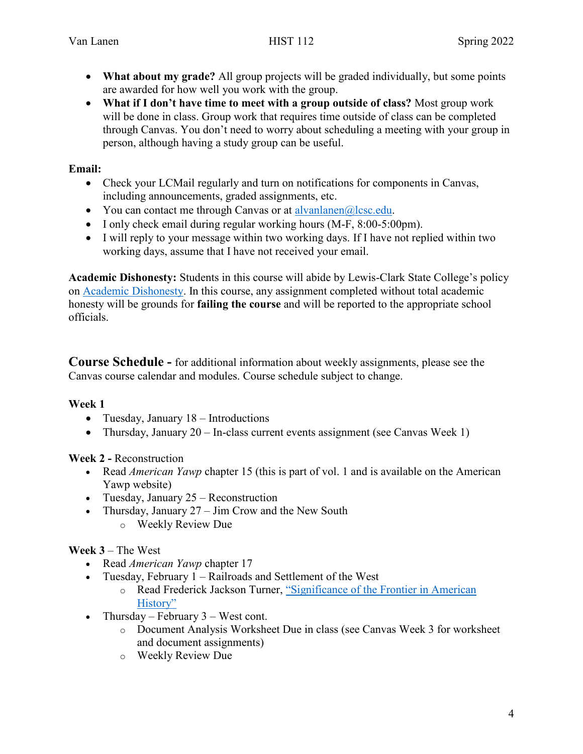- **What about my grade?** All group projects will be graded individually, but some points are awarded for how well you work with the group.
- **What if I don't have time to meet with a group outside of class?** Most group work will be done in class. Group work that requires time outside of class can be completed through Canvas. You don't need to worry about scheduling a meeting with your group in person, although having a study group can be useful.

**Email:**

- Check your LCMail regularly and turn on notifications for components in Canvas, including announcements, graded assignments, etc.
- You can contact me through Canvas or at alvanlanen@lcsc.edu.
- I only check email during regular working hours (M-F, 8:00-5:00pm).
- I will reply to your message within two working days. If I have not replied within two working days, assume that I have not received your email.

**Academic Dishonesty:** Students in this course will abide by Lewis-Clark State College's policy on Academic Dishonesty. In this course, any assignment completed without total academic honesty will be grounds for **failing the course** and will be reported to the appropriate school officials.

## Course Schedule - for additional information about weekly assignments, please see the Canvas course calendar and modules. Course schedule subject to change.

**Week 1**

- Tuesday, January 18 – Introductions
- Thursday, January 20 – In-class current events assignment (see Canvas Week 1)

**Week 2 -** Reconstruction

- Read *American Yawp* chapter 15 (this is part of vol. 1 and is available on the American Yawp website)
- Tuesday, January 25 – Reconstruction
- Thursday, January 27 – Jim Crow and the New South
  - Weekly Review Due

**Week 3** – The West

- Read *American Yawp* chapter 17
- Tuesday, February 1 – Railroads and Settlement of the West
  - Read Frederick Jackson Turner, "Significance of the Frontier in American History"
- Thursday – February 3 – West cont.
  - Document Analysis Worksheet Due in class (see Canvas Week 3 for worksheet and document assignments)
  - Weekly Review Due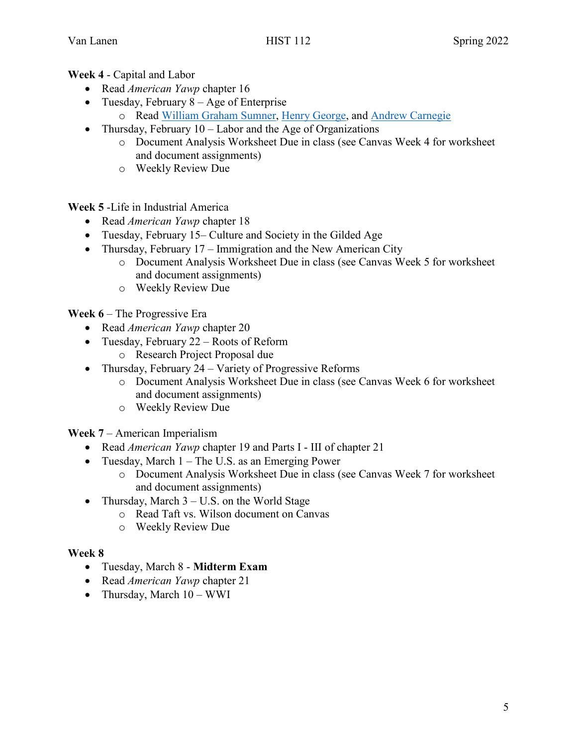**Week 4** - Capital and Labor

- Read *American Yawp* chapter 16
- Tuesday, February 8 – Age of Enterprise
  - Read William Graham Sumner, Henry George, and Andrew Carnegie
- Thursday, February 10 – Labor and the Age of Organizations
  - Document Analysis Worksheet Due in class (see Canvas Week 4 for worksheet and document assignments)
  - Weekly Review Due

**Week 5** -Life in Industrial America

- Read *American Yawp* chapter 18
- Tuesday, February 15– Culture and Society in the Gilded Age
- Thursday, February 17 – Immigration and the New American City
  - Document Analysis Worksheet Due in class (see Canvas Week 5 for worksheet and document assignments)
  - Weekly Review Due

**Week 6** – The Progressive Era

- Read *American Yawp* chapter 20
- Tuesday, February 22 – Roots of Reform
  - Research Project Proposal due
- Thursday, February 24 – Variety of Progressive Reforms
  - Document Analysis Worksheet Due in class (see Canvas Week 6 for worksheet and document assignments)
  - Weekly Review Due

**Week 7** – American Imperialism

- Read *American Yawp* chapter 19 and Parts I - III of chapter 21
- Tuesday, March 1 – The U.S. as an Emerging Power
  - Document Analysis Worksheet Due in class (see Canvas Week 7 for worksheet and document assignments)
- Thursday, March 3 – U.S. on the World Stage
  - Read Taft vs. Wilson document on Canvas
  - Weekly Review Due

**Week 8**

- Tuesday, March 8 - **Midterm Exam**
- Read *American Yawp* chapter 21
- Thursday, March 10 – WWI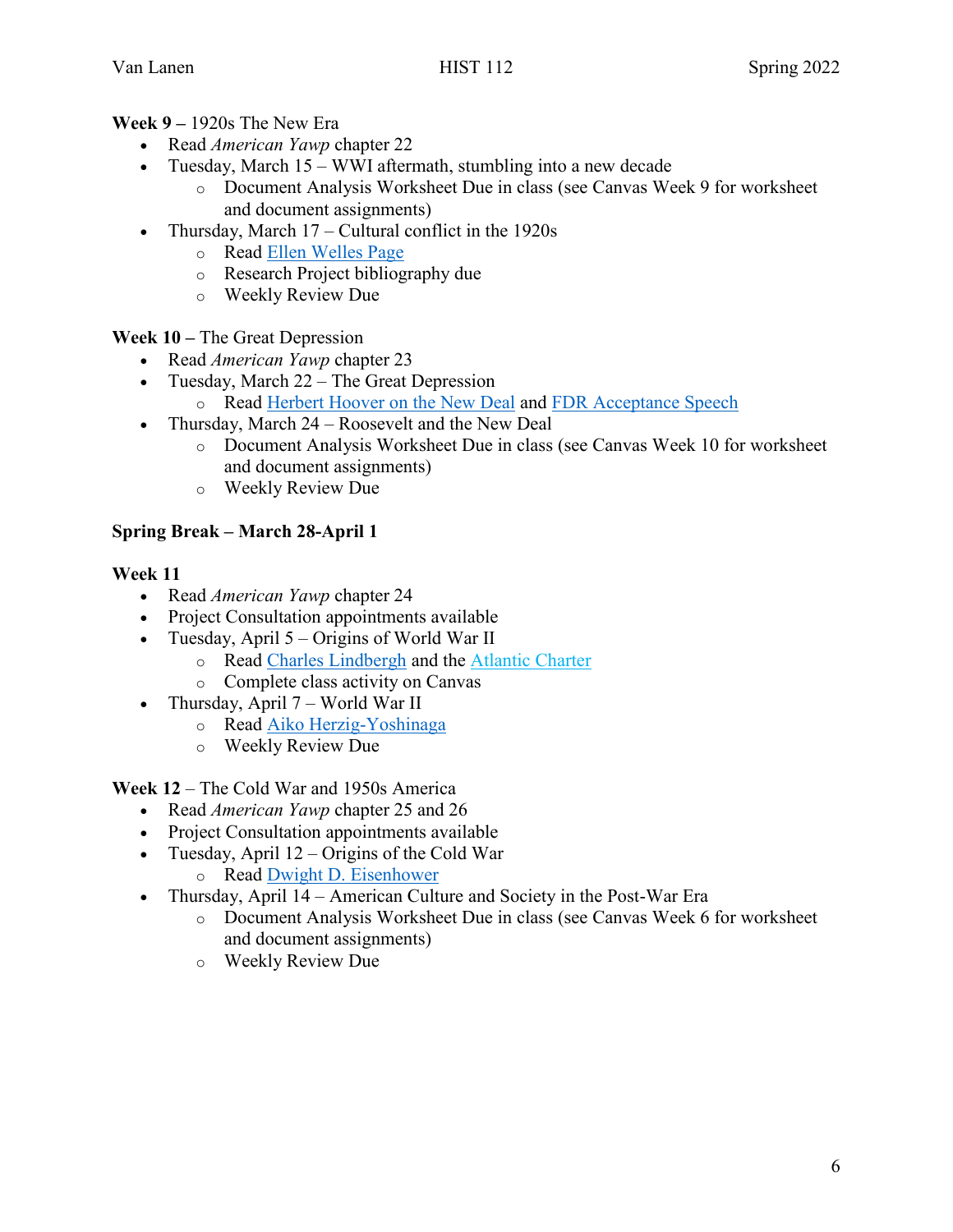**Week 9 –** 1920s The New Era

- Read *American Yawp* chapter 22
- Tuesday, March 15 – WWI aftermath, stumbling into a new decade
    - Document Analysis Worksheet Due in class (see Canvas Week 9 for worksheet and document assignments)
- Thursday, March 17 – Cultural conflict in the 1920s
    - Read Ellen Welles Page
    - Research Project bibliography due
    - Weekly Review Due

**Week 10 –** The Great Depression

- Read *American Yawp* chapter 23
- Tuesday, March 22 – The Great Depression
    - Read Herbert Hoover on the New Deal and FDR Acceptance Speech
- Thursday, March 24 – Roosevelt and the New Deal
    - Document Analysis Worksheet Due in class (see Canvas Week 10 for worksheet and document assignments)
    - Weekly Review Due

**Spring Break – March 28-April 1**

**Week 11**

- Read *American Yawp* chapter 24
- Project Consultation appointments available
- Tuesday, April 5 – Origins of World War II
    - Read Charles Lindbergh and the Atlantic Charter
    - Complete class activity on Canvas
- Thursday, April 7 – World War II
    - Read Aiko Herzig-Yoshinaga
    - Weekly Review Due

**Week 12** – The Cold War and 1950s America

- Read *American Yawp* chapter 25 and 26
- Project Consultation appointments available
- Tuesday, April 12 – Origins of the Cold War
    - Read Dwight D. Eisenhower
- Thursday, April 14 – American Culture and Society in the Post-War Era
    - Document Analysis Worksheet Due in class (see Canvas Week 6 for worksheet and document assignments)
    - Weekly Review Due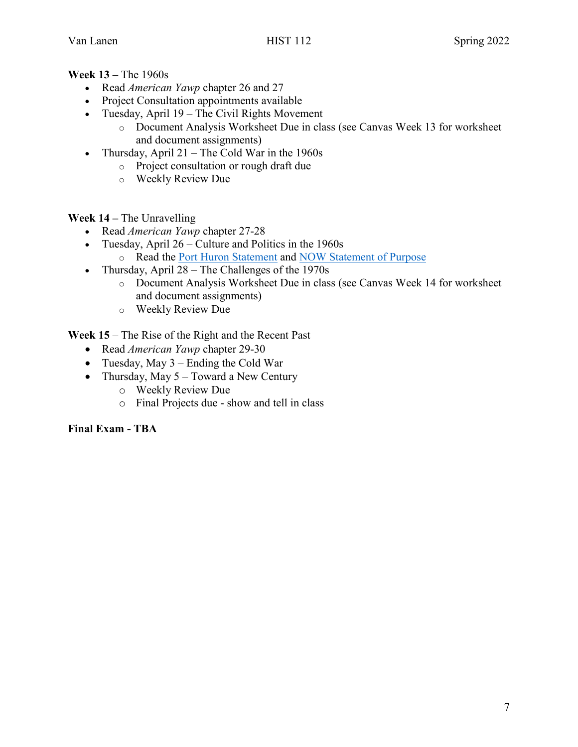**Week 13 –** The 1960s

- Read *American Yawp* chapter 26 and 27
- Project Consultation appointments available
- Tuesday, April 19 – The Civil Rights Movement
    - Document Analysis Worksheet Due in class (see Canvas Week 13 for worksheet and document assignments)
- Thursday, April 21 – The Cold War in the 1960s
    - Project consultation or rough draft due
    - Weekly Review Due

**Week 14 –** The Unravelling

- Read *American Yawp* chapter 27-28
- Tuesday, April 26 – Culture and Politics in the 1960s
    - Read the Port Huron Statement and NOW Statement of Purpose
- Thursday, April 28 – The Challenges of the 1970s
    - Document Analysis Worksheet Due in class (see Canvas Week 14 for worksheet and document assignments)
    - Weekly Review Due

**Week 15** – The Rise of the Right and the Recent Past

- Read *American Yawp* chapter 29-30
- Tuesday, May 3 – Ending the Cold War
- Thursday, May 5 – Toward a New Century
    - Weekly Review Due
    - Final Projects due - show and tell in class

**Final Exam - TBA**